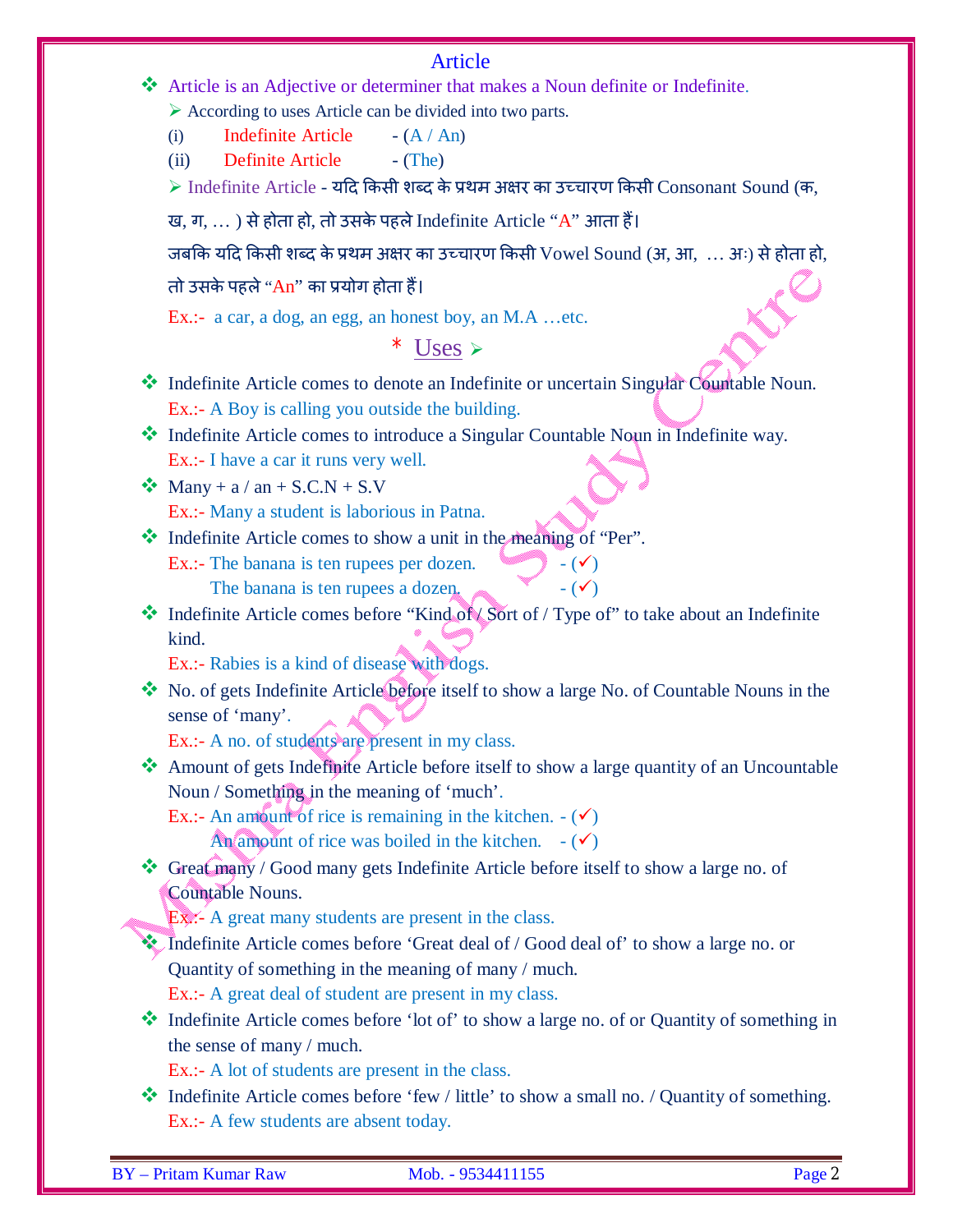# Article

- Article is an Adjective or determiner that makes a Noun definite or Indefinite.
  - According to uses Article can be divided into two parts.

    (i) Indefinite Article - (A / An)

    (ii) Definite Article - (The)

  - Indefinite Article - यदि किसी शब्द के प्रथम अक्षर का उच्चारण किसी Consonant Sound (क, ख, ग, … ) से होता हो, तो उसके पहले Indefinite Article "A" आता हैं।

    जबकि यदि किसी शब्द के प्रथम अक्षर का उच्चारण किसी Vowel Sound (अ, आ, … अः) से होता हो, तो उसके पहले "An" का प्रयोग होता हैं।

    Ex.:- a car, a dog, an egg, an honest boy, an M.A …etc.

## * Uses

- Indefinite Article comes to denote an Indefinite or uncertain Singular Countable Noun.

  Ex.:- A Boy is calling you outside the building.
- Indefinite Article comes to introduce a Singular Countable Noun in Indefinite way.

  Ex.:- I have a car it runs very well.
- Many + a / an + S.C.N + S.V

  Ex.:- Many a student is laborious in Patna.
- Indefinite Article comes to show a unit in the meaning of "Per".

  Ex.:- The banana is ten rupees per dozen. - (✓)

  The banana is ten rupees a dozen. - (✓)
- Indefinite Article comes before "Kind of / Sort of / Type of" to take about an Indefinite kind.

  Ex.:- Rabies is a kind of disease with dogs.
- No. of gets Indefinite Article before itself to show a large No. of Countable Nouns in the sense of 'many'.

  Ex.:- A no. of students are present in my class.
- Amount of gets Indefinite Article before itself to show a large quantity of an Uncountable Noun / Something in the meaning of 'much'.

  Ex.:- An amount of rice is remaining in the kitchen. - (✓)

  An amount of rice was boiled in the kitchen. - (✓)
- Great many / Good many gets Indefinite Article before itself to show a large no. of Countable Nouns.

  Ex.:- A great many students are present in the class.
- Indefinite Article comes before 'Great deal of / Good deal of' to show a large no. or Quantity of something in the meaning of many / much.

  Ex.:- A great deal of student are present in my class.
- Indefinite Article comes before 'lot of' to show a large no. of or Quantity of something in the sense of many / much.

  Ex.:- A lot of students are present in the class.
- Indefinite Article comes before 'few / little' to show a small no. / Quantity of something.

  Ex.:- A few students are absent today.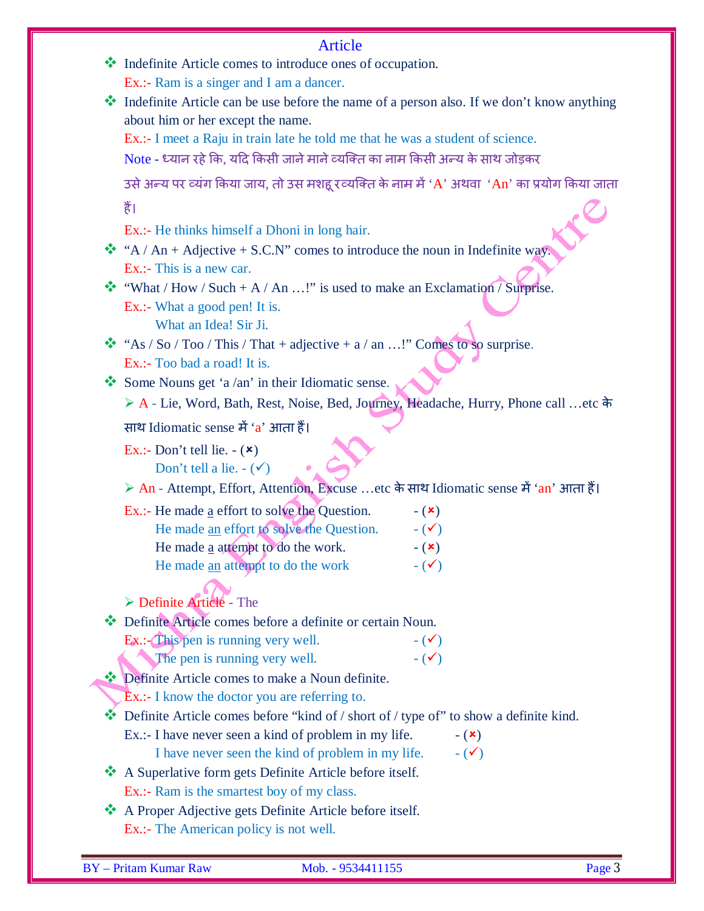# Article

- Indefinite Article comes to introduce ones of occupation.
  Ex.:- Ram is a singer and I am a dancer.
- Indefinite Article can be use before the name of a person also. If we don't know anything about him or her except the name.
  Ex.:- I meet a Raju in train late he told me that he was a student of science.
  Note - ध्यान रहे कि, यदि किसी जाने माने व्यक्ति का नाम किसी अन्य के साथ जोड़कर उसे अन्य पर व्यंग किया जाय, तो उस मशहूर व्यक्ति के नाम में 'A' अथवा 'An' का प्रयोग किया जाता हैं।
  Ex.:- He thinks himself a Dhoni in long hair.
- "A / An + Adjective + S.C.N" comes to introduce the noun in Indefinite way.
  Ex.:- This is a new car.
- "What / How / Such + A / An …!" is used to make an Exclamation / Surprise.
  Ex.:- What a good pen! It is.
  What an Idea! Sir Ji.
- "As / So / Too / This / That + adjective + a / an …!" Comes to so surprise.
  Ex.:- Too bad a road! It is.
- Some Nouns get 'a /an' in their Idiomatic sense.
  - A - Lie, Word, Bath, Rest, Noise, Bed, Journey, Headache, Hurry, Phone call …etc के साथ Idiomatic sense में 'a' आता हैं।

    Ex.:- Don't tell lie. - (✗)
    Don't tell a lie. - (✓)
  - An - Attempt, Effort, Attention, Excuse …etc के साथ Idiomatic sense में 'an' आता हैं।

    Ex.:- He made a effort to solve the Question. - (✗)
    He made an effort to solve the Question. - (✓)
    He made a attempt to do the work. - (✗)
    He made an attempt to do the work - (✓)

  - Definite Article - The

- Definite Article comes before a definite or certain Noun.
  Ex.:- This pen is running very well. - (✓)
  The pen is running very well. - (✓)
- Definite Article comes to make a Noun definite.
  Ex.:- I know the doctor you are referring to.
- Definite Article comes before "kind of / short of / type of" to show a definite kind.
  Ex.:- I have never seen a kind of problem in my life. - (✗)
  I have never seen the kind of problem in my life. - (✓)
- A Superlative form gets Definite Article before itself.
  Ex.:- Ram is the smartest boy of my class.
- A Proper Adjective gets Definite Article before itself.
  Ex.:- The American policy is not well.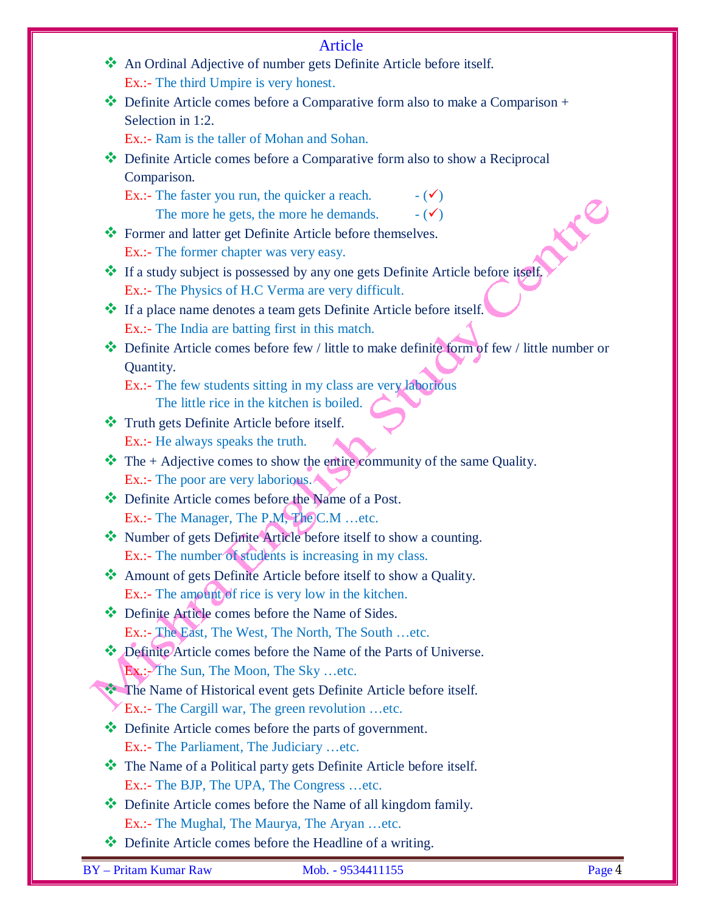## Article

- An Ordinal Adjective of number gets Definite Article before itself.
  Ex.:- The third Umpire is very honest.
- Definite Article comes before a Comparative form also to make a Comparison + Selection in 1:2.
  Ex.:- Ram is the taller of Mohan and Sohan.
- Definite Article comes before a Comparative form also to show a Reciprocal Comparison.
  Ex.:- The faster you run, the quicker a reach. - (✓)
  The more he gets, the more he demands. - (✓)
- Former and latter get Definite Article before themselves.
  Ex.:- The former chapter was very easy.
- If a study subject is possessed by any one gets Definite Article before itself.
  Ex.:- The Physics of H.C Verma are very difficult.
- If a place name denotes a team gets Definite Article before itself.
  Ex.:- The India are batting first in this match.
- Definite Article comes before few / little to make definite form of few / little number or Quantity.
  Ex.:- The few students sitting in my class are very laborious
  The little rice in the kitchen is boiled.
- Truth gets Definite Article before itself.
  Ex.:- He always speaks the truth.
- The + Adjective comes to show the entire community of the same Quality.
  Ex.:- The poor are very laborious.
- Definite Article comes before the Name of a Post.
  Ex.:- The Manager, The P.M, The C.M …etc.
- Number of gets Definite Article before itself to show a counting.
  Ex.:- The number of students is increasing in my class.
- Amount of gets Definite Article before itself to show a Quality.
  Ex.:- The amount of rice is very low in the kitchen.
- Definite Article comes before the Name of Sides.
  Ex.:- The East, The West, The North, The South …etc.
- Definite Article comes before the Name of the Parts of Universe.
  Ex.:- The Sun, The Moon, The Sky …etc.
- The Name of Historical event gets Definite Article before itself.
  Ex.:- The Cargill war, The green revolution …etc.
- Definite Article comes before the parts of government.
  Ex.:- The Parliament, The Judiciary …etc.
- The Name of a Political party gets Definite Article before itself.
  Ex.:- The BJP, The UPA, The Congress …etc.
- Definite Article comes before the Name of all kingdom family.
  Ex.:- The Mughal, The Maurya, The Aryan …etc.
- Definite Article comes before the Headline of a writing.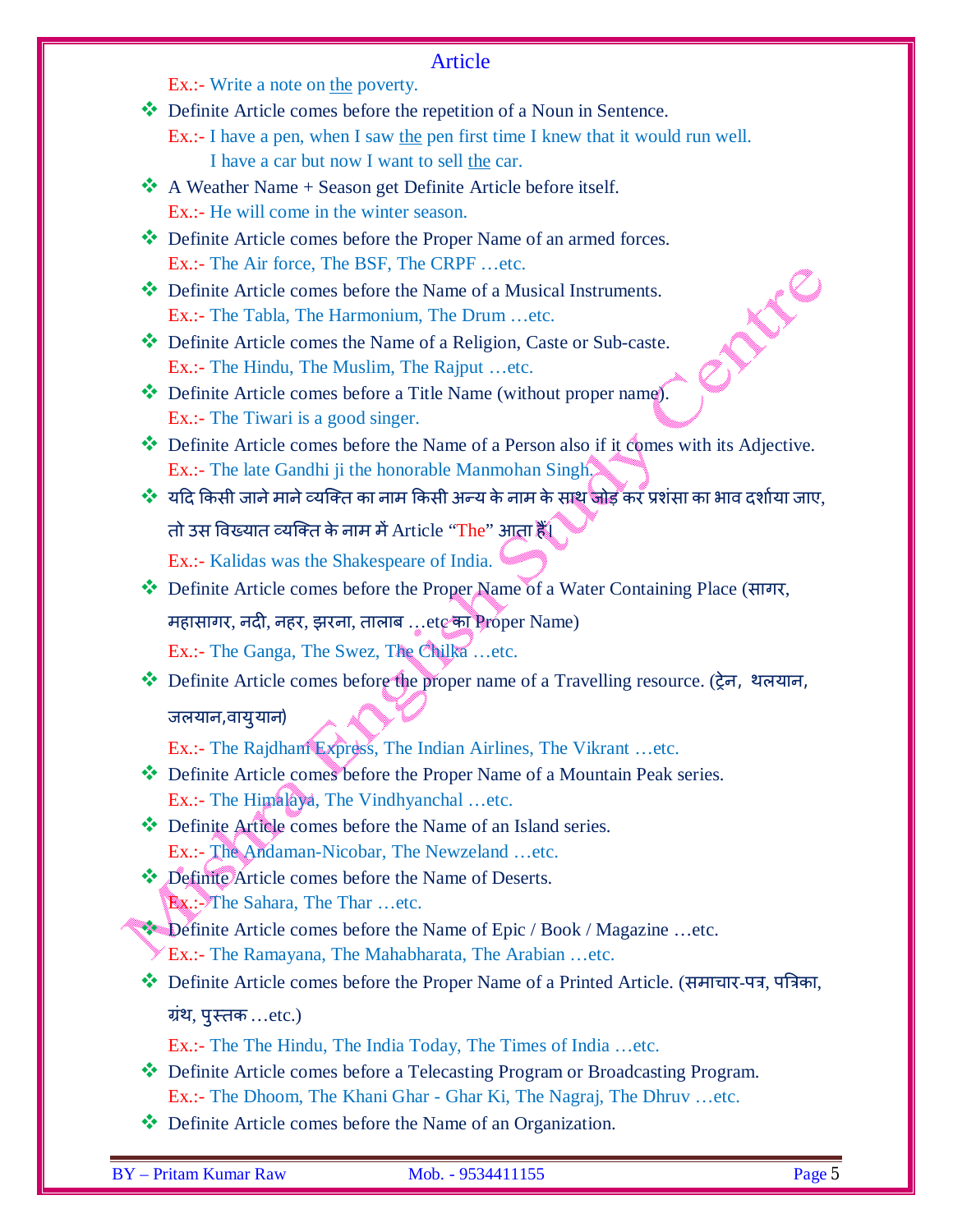Ex.:- Write a note on the poverty.

- Definite Article comes before the repetition of a Noun in Sentence.
  Ex.:- I have a pen, when I saw the pen first time I knew that it would run well.
  I have a car but now I want to sell the car.
- A Weather Name + Season get Definite Article before itself.
  Ex.:- He will come in the winter season.
- Definite Article comes before the Proper Name of an armed forces.
  Ex.:- The Air force, The BSF, The CRPF …etc.
- Definite Article comes before the Name of a Musical Instruments.
  Ex.:- The Tabla, The Harmonium, The Drum …etc.
- Definite Article comes the Name of a Religion, Caste or Sub-caste.
  Ex.:- The Hindu, The Muslim, The Rajput …etc.
- Definite Article comes before a Title Name (without proper name).
  Ex.:- The Tiwari is a good singer.
- Definite Article comes before the Name of a Person also if it comes with its Adjective.
  Ex.:- The late Gandhi ji the honorable Manmohan Singh.
- यदि किसी जाने माने व्यक्ति का नाम किसी अन्य के नाम के साथ जोड़ कर प्रशंसा का भाव दर्शाया जाए, तो उस विख्यात व्यक्ति के नाम में Article "The" आता हैं।
  Ex.:- Kalidas was the Shakespeare of India.
- Definite Article comes before the Proper Name of a Water Containing Place (सागर, महासागर, नदी, नहर, झरना, तालाब …etc का Proper Name)
  Ex.:- The Ganga, The Swez, The Chilka …etc.
- Definite Article comes before the proper name of a Travelling resource. (ट्रेन, थलयान, जलयान,वायुयान)
  Ex.:- The Rajdhani Express, The Indian Airlines, The Vikrant …etc.
- Definite Article comes before the Proper Name of a Mountain Peak series.
  Ex.:- The Himalaya, The Vindhyanchal …etc.
- Definite Article comes before the Name of an Island series.
  Ex.:- The Andaman-Nicobar, The Newzeland …etc.
- Definite Article comes before the Name of Deserts.
  Ex.:- The Sahara, The Thar …etc.
- Definite Article comes before the Name of Epic / Book / Magazine …etc.
  Ex.:- The Ramayana, The Mahabharata, The Arabian …etc.
- Definite Article comes before the Proper Name of a Printed Article. (समाचार-पत्र, पत्रिका, ग्रंथ, पुस्तक …etc.)
  Ex.:- The The Hindu, The India Today, The Times of India …etc.
- Definite Article comes before a Telecasting Program or Broadcasting Program.
  Ex.:- The Dhoom, The Khani Ghar - Ghar Ki, The Nagraj, The Dhruv …etc.
- Definite Article comes before the Name of an Organization.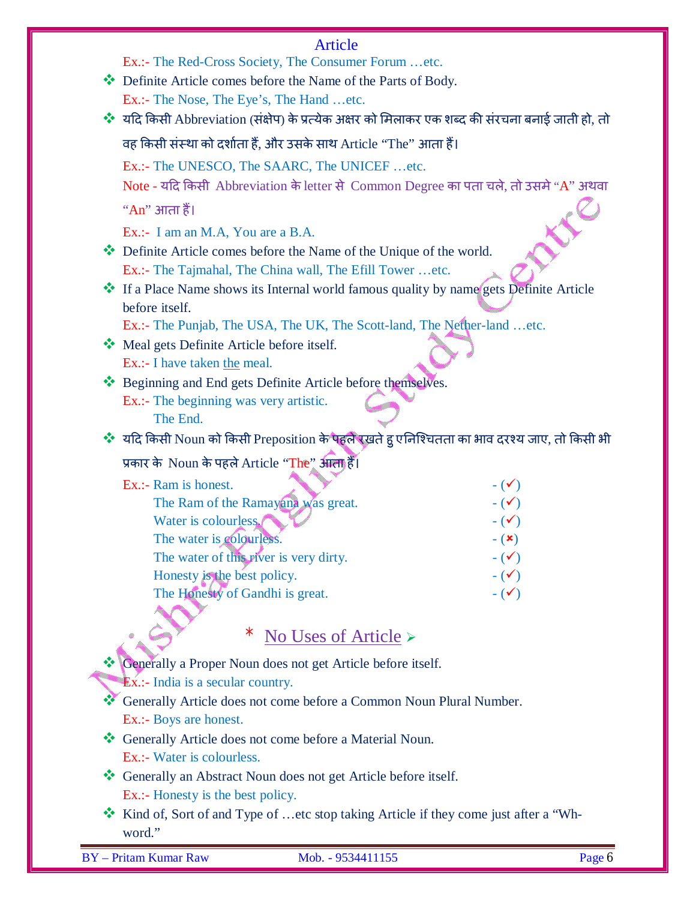Ex.:- The Red-Cross Society, The Consumer Forum …etc.

- Definite Article comes before the Name of the Parts of Body.

  Ex.:- The Nose, The Eye's, The Hand …etc.

- यदि किसी Abbreviation (संक्षेप) के प्रत्येक अक्षर को मिलाकर एक शब्द की संरचना बनाई जाती हो, तो वह किसी संस्था को दर्शाता हैं, और उसके साथ Article "The" आता हैं।

  Ex.:- The UNESCO, The SAARC, The UNICEF …etc.

  Note - यदि किसी Abbreviation के letter से Common Degree का पता चले, तो उसमे "A" अथवा "An" आता हैं।

  Ex.:- I am an M.A, You are a B.A.

- Definite Article comes before the Name of the Unique of the world.

  Ex.:- The Tajmahal, The China wall, The Efill Tower …etc.

- If a Place Name shows its Internal world famous quality by name gets Definite Article before itself.

  Ex.:- The Punjab, The USA, The UK, The Scott-land, The Nether-land …etc.

- Meal gets Definite Article before itself.

  Ex.:- I have taken the meal.

- Beginning and End gets Definite Article before themselves.

  Ex.:- The beginning was very artistic.
  The End.

- यदि किसी Noun को किसी Preposition के पहले रखते हु एनिश्चितता का भाव दरश्य जाए, तो किसी भी प्रकार के Noun के पहले Article "The" आता हैं।

  Ex.:- Ram is honest. - (✓)
  The Ram of the Ramayana was great. - (✓)
  Water is colourless. - (✓)
  The water is colourless. - (✗)
  The water of this river is very dirty. - (✓)
  Honesty is the best policy. - (✓)
  The Honesty of Gandhi is great. - (✓)

## * No Uses of Article ➢

- Generally a Proper Noun does not get Article before itself.

  Ex.:- India is a secular country.

- Generally Article does not come before a Common Noun Plural Number.

  Ex.:- Boys are honest.

- Generally Article does not come before a Material Noun.

  Ex.:- Water is colourless.

- Generally an Abstract Noun does not get Article before itself.

  Ex.:- Honesty is the best policy.

- Kind of, Sort of and Type of …etc stop taking Article if they come just after a "Wh-word."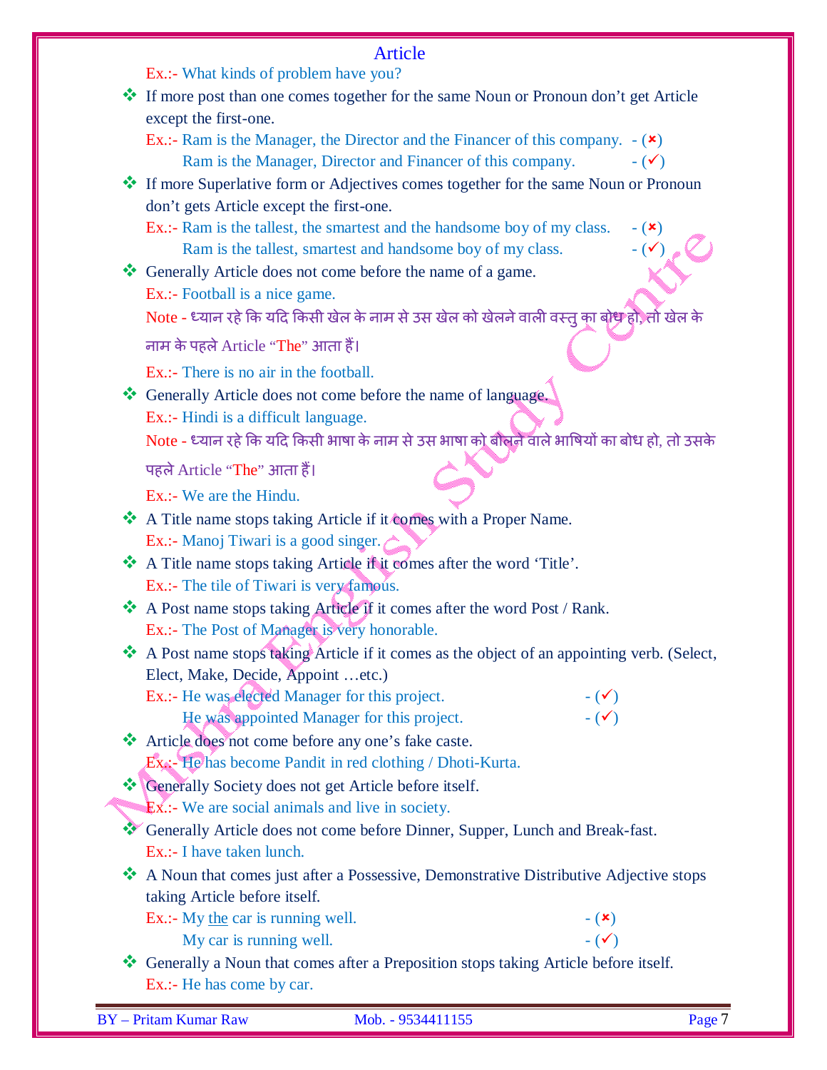# Article

Ex.:- What kinds of problem have you?

- If more post than one comes together for the same Noun or Pronoun don't get Article except the first-one.

  Ex.:- Ram is the Manager, the Director and the Financer of this company. - (✗)
  Ram is the Manager, Director and Financer of this company. - (✓)

- If more Superlative form or Adjectives comes together for the same Noun or Pronoun don't gets Article except the first-one.

  Ex.:- Ram is the tallest, the smartest and the handsome boy of my class. - (✗)
  Ram is the tallest, smartest and handsome boy of my class. - (✓)

- Generally Article does not come before the name of a game.

  Ex.:- Football is a nice game.

  Note - ध्यान रहे कि यदि किसी खेल के नाम से उस खेल को खेलने वाली वस्तु का बोध हो, तो खेल के नाम के पहले Article "The" आता हैं।

  Ex.:- There is no air in the football.

- Generally Article does not come before the name of language.

  Ex.:- Hindi is a difficult language.

  Note - ध्यान रहे कि यदि किसी भाषा के नाम से उस भाषा को बोलने वाले भाषियों का बोध हो, तो उसके पहले Article "The" आता हैं।

  Ex.:- We are the Hindu.

- A Title name stops taking Article if it comes with a Proper Name.

  Ex.:- Manoj Tiwari is a good singer.

- A Title name stops taking Article if it comes after the word 'Title'.

  Ex.:- The tile of Tiwari is very famous.

- A Post name stops taking Article if it comes after the word Post / Rank.

  Ex.:- The Post of Manager is very honorable.

- A Post name stops taking Article if it comes as the object of an appointing verb. (Select, Elect, Make, Decide, Appoint …etc.)

  Ex.:- He was elected Manager for this project. - (✓)
  He was appointed Manager for this project. - (✓)

- Article does not come before any one's fake caste.

  Ex.:- He has become Pandit in red clothing / Dhoti-Kurta.

- Generally Society does not get Article before itself.

  Ex.:- We are social animals and live in society.

- Generally Article does not come before Dinner, Supper, Lunch and Break-fast.

  Ex.:- I have taken lunch.

- A Noun that comes just after a Possessive, Demonstrative Distributive Adjective stops taking Article before itself.

  Ex.:- My the car is running well. - (✗)
  My car is running well. - (✓)

- Generally a Noun that comes after a Preposition stops taking Article before itself.

  Ex.:- He has come by car.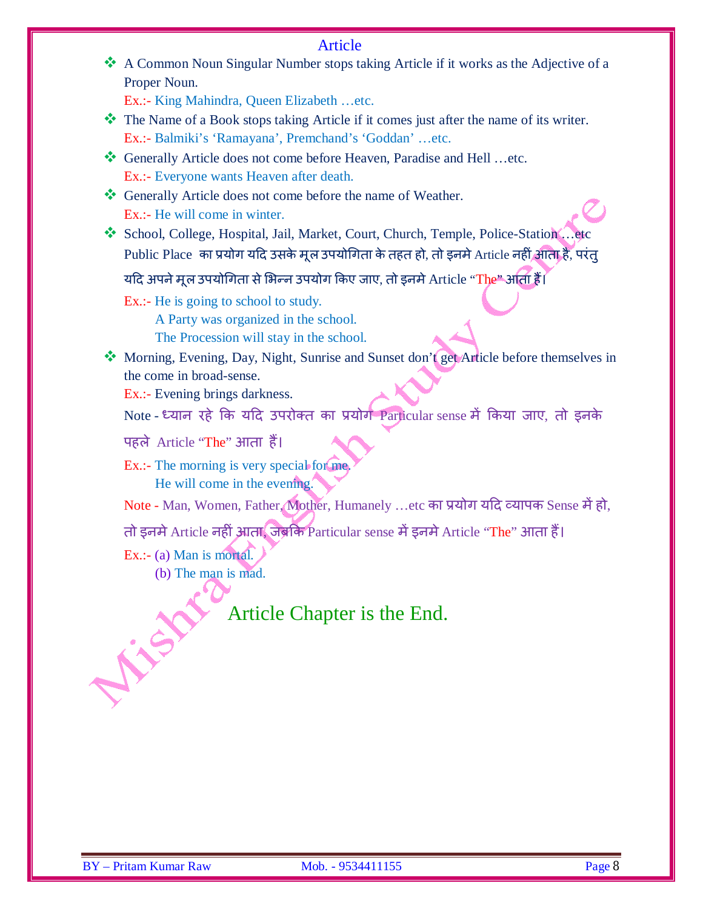# Article

- A Common Noun Singular Number stops taking Article if it works as the Adjective of a Proper Noun.

  Ex.:- King Mahindra, Queen Elizabeth …etc.

- The Name of a Book stops taking Article if it comes just after the name of its writer.

  Ex.:- Balmiki's 'Ramayana', Premchand's 'Goddan' …etc.

- Generally Article does not come before Heaven, Paradise and Hell …etc.

  Ex.:- Everyone wants Heaven after death.

- Generally Article does not come before the name of Weather.

  Ex.:- He will come in winter.

- School, College, Hospital, Jail, Market, Court, Church, Temple, Police-Station …etc Public Place का प्रयोग यदि उसके मूल उपयोगिता के तहत हो, तो इनमे Article नहीं आता है, परंतु यदि अपने मूल उपयोगिता से भिन्न उपयोग किए जाए, तो इनमे Article "The" आता हैं।

  Ex.:- He is going to school to study.
  A Party was organized in the school.
  The Procession will stay in the school.

- Morning, Evening, Day, Night, Sunrise and Sunset don't get Article before themselves in the come in broad-sense.

  Ex.:- Evening brings darkness.

  Note - ध्यान रहे कि यदि उपरोक्त का प्रयोग Particular sense में किया जाए, तो इनके पहले Article "The" आता हैं।

  Ex.:- The morning is very special for me.
  He will come in the evening.

  Note - Man, Women, Father, Mother, Humanely …etc का प्रयोग यदि व्यापक Sense में हो, तो इनमे Article नहीं आता, जबकि Particular sense में इनमे Article "The" आता हैं।

  Ex.:- (a) Man is mortal.
  (b) The man is mad.

## Article Chapter is the End.